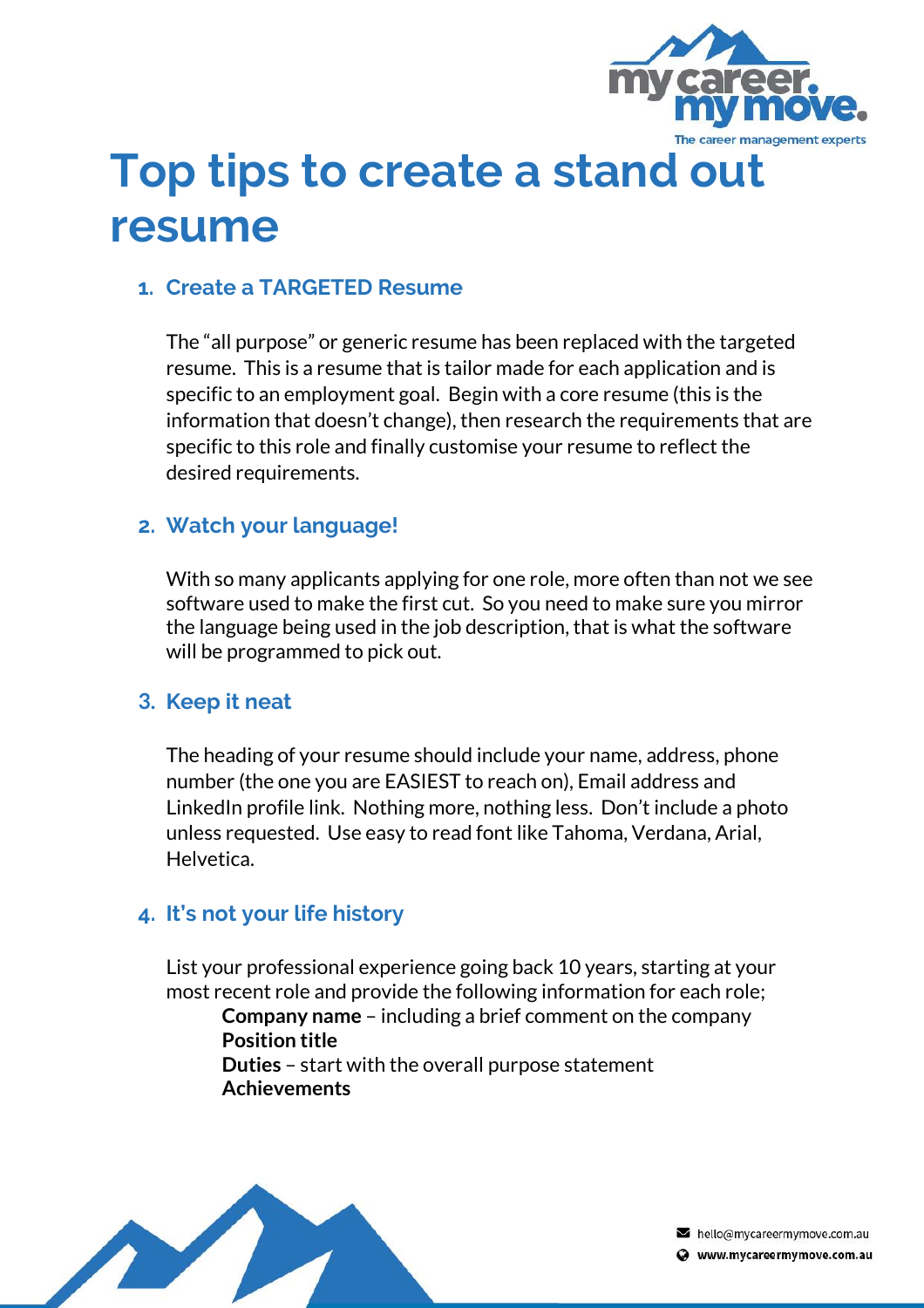# Top tips to create a stand out resume

## 1. Create a TARGETED Resume

The "all purpose" or generic resume has been replaced with the targeted resume. This is a resume that is tailor made for each application and is specific to an employment goal. Begin with a core resume (this is the information that doesn't change), then research the requirements that are specific to this role and finally customise your resume to reflect the desired requirements.

## 2. Watch your language!

With so many applicants applying for one role, more often than not we see software used to make the first cut. So you need to make sure you mirror the language being used in the job description, that is what the software will be programmed to pick out.

## 3. Keep it neat

The heading of your resume should include your name, address, phone number (the one you are EASIEST to reach on), Email address and LinkedIn profile link. Nothing more, nothing less. Don't include a photo unless requested. Use easy to read font like Tahoma, Verdana, Arial, Helvetica.

## 4. It's not your life history

List your professional experience going back 10 years, starting at your most recent role and provide the following information for each role;

- **Company name** – including a brief comment on the company
- **Position title**
- **Duties** – start with the overall purpose statement
- **Achievements**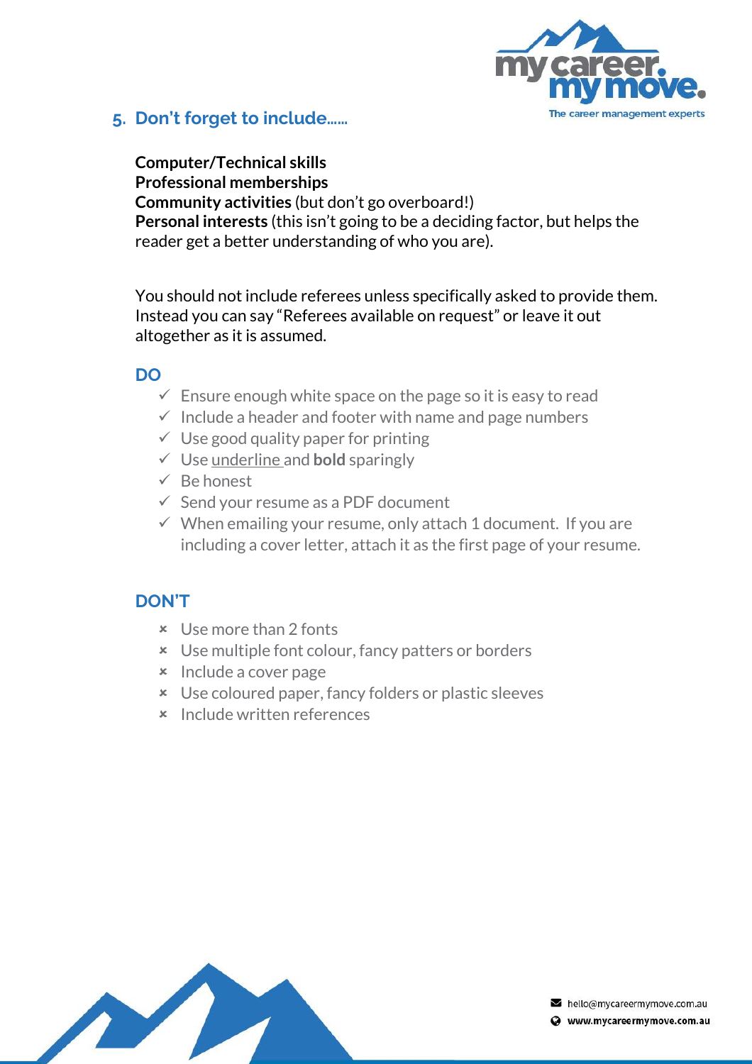## 5. Don't forget to include......

**Computer/Technical skills**
**Professional memberships**
**Community activities** (but don't go overboard!)
**Personal interests** (this isn't going to be a deciding factor, but helps the reader get a better understanding of who you are).

You should not include referees unless specifically asked to provide them. Instead you can say "Referees available on request" or leave it out altogether as it is assumed.

### DO

- ✓ Ensure enough white space on the page so it is easy to read
- ✓ Include a header and footer with name and page numbers
- ✓ Use good quality paper for printing
- ✓ Use <u>underline</u> and **bold** sparingly
- ✓ Be honest
- ✓ Send your resume as a PDF document
- ✓ When emailing your resume, only attach 1 document. If you are including a cover letter, attach it as the first page of your resume.

### DON'T

- × Use more than 2 fonts
- × Use multiple font colour, fancy patters or borders
- × Include a cover page
- × Use coloured paper, fancy folders or plastic sleeves
- × Include written references